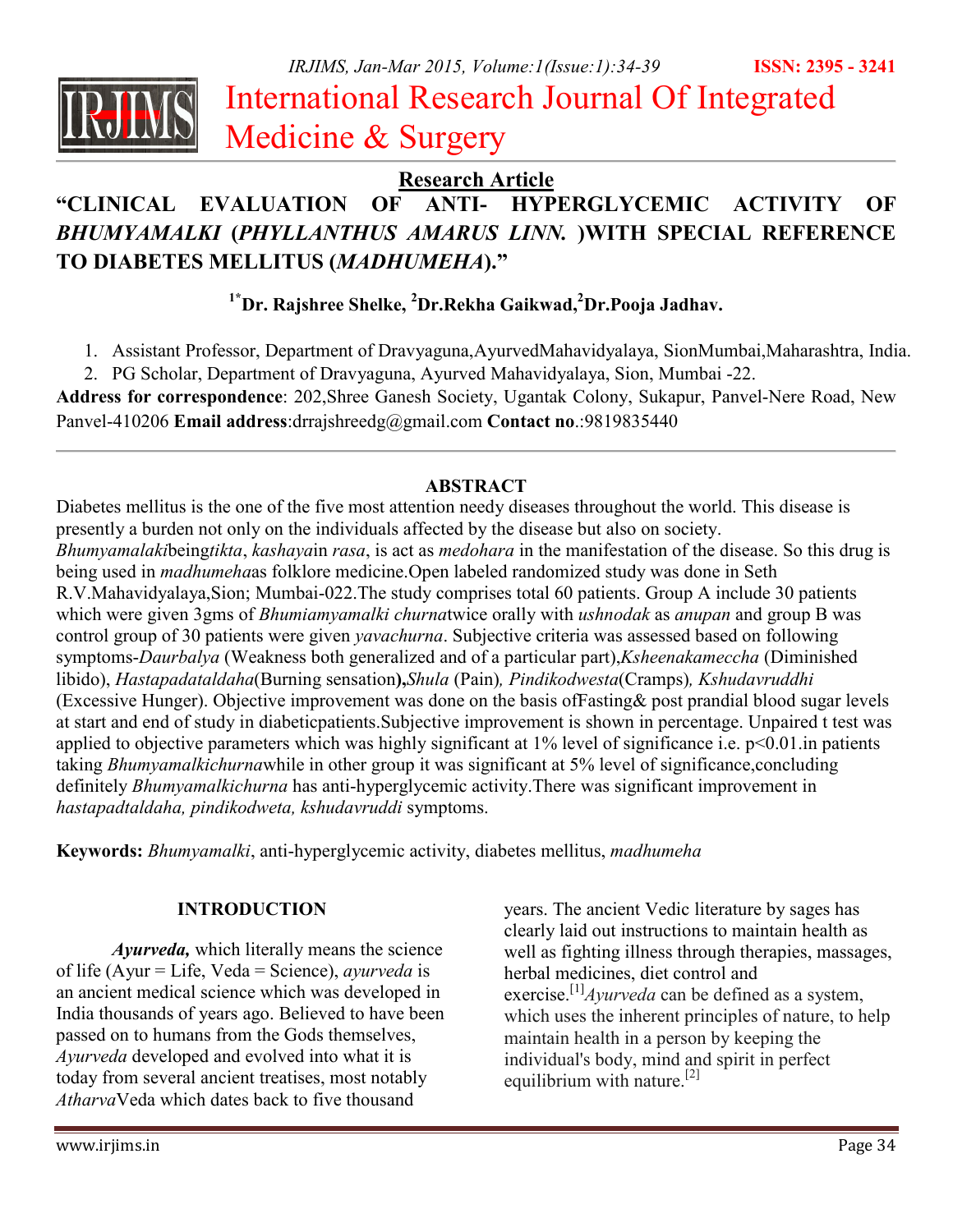# International Research Journal Of Integrated Medicine & Surgery

**Research Article**

## "CLINICAL EVALUATION OF ANTI- HYPERGLYCEMIC ACTIVITY OF *BHUMYAMALKI* (*PHYLLANTHUS AMARUS LINN.* )WITH SPECIAL REFERENCE TO DIABETES MELLITUS (*MADHUMEHA*)."

**[1*]Dr. Rajshree Shelke, [2]Dr.Rekha Gaikwad,[2]Dr.Pooja Jadhav.**

1. Assistant Professor, Department of Dravyaguna,AyurvedMahavidyalaya, SionMumbai,Maharashtra, India.
2. PG Scholar, Department of Dravyaguna, Ayurved Mahavidyalaya, Sion, Mumbai -22.

**Address for correspondence**: 202,Shree Ganesh Society, Ugantak Colony, Sukapur, Panvel-Nere Road, New Panvel-410206 **Email address**:drrajshreedg@gmail.com **Contact no**.:9819835440

### ABSTRACT

Diabetes mellitus is the one of the five most attention needy diseases throughout the world. This disease is presently a burden not only on the individuals affected by the disease but also on society. *Bhumyamalaki*being*tikta*, *kashaya*in *rasa*, is act as *medohara* in the manifestation of the disease. So this drug is being used in *madhumeha*as folklore medicine.Open labeled randomized study was done in Seth R.V.Mahavidyalaya,Sion; Mumbai-022.The study comprises total 60 patients. Group A include 30 patients which were given 3gms of *Bhumiamyamalki churna*twice orally with *ushnodak* as *anupan* and group B was control group of 30 patients were given *yavachurna*. Subjective criteria was assessed based on following symptoms-*Daurbalya* (Weakness both generalized and of a particular part),*Ksheenakameccha* (Diminished libido), *Hastapadataldaha*(Burning sensation)**,***Shula* (Pain)*, Pindikodwesta*(Cramps)*, Kshudavruddhi* (Excessive Hunger). Objective improvement was done on the basis ofFasting& post prandial blood sugar levels at start and end of study in diabeticpatients.Subjective improvement is shown in percentage. Unpaired t test was applied to objective parameters which was highly significant at 1% level of significance i.e. $p<0.01$.in patients taking *Bhumyamalkichurna*while in other group it was significant at 5% level of significance,concluding definitely *Bhumyamalkichurna* has anti-hyperglycemic activity.There was significant improvement in *hastapadtaldaha, pindikodweta, kshudavruddi* symptoms.

**Keywords:** *Bhumyamalki*, anti-hyperglycemic activity, diabetes mellitus, *madhumeha*

### INTRODUCTION

***Ayurveda,*** which literally means the science of life (Ayur = Life, Veda = Science), *ayurveda* is an ancient medical science which was developed in India thousands of years ago. Believed to have been passed on to humans from the Gods themselves, *Ayurveda* developed and evolved into what it is today from several ancient treatises, most notably *Atharva*Veda which dates back to five thousand years. The ancient Vedic literature by sages has clearly laid out instructions to maintain health as well as fighting illness through therapies, massages, herbal medicines, diet control and exercise.[1]*Ayurveda* can be defined as a system, which uses the inherent principles of nature, to help maintain health in a person by keeping the individual's body, mind and spirit in perfect equilibrium with nature.[2]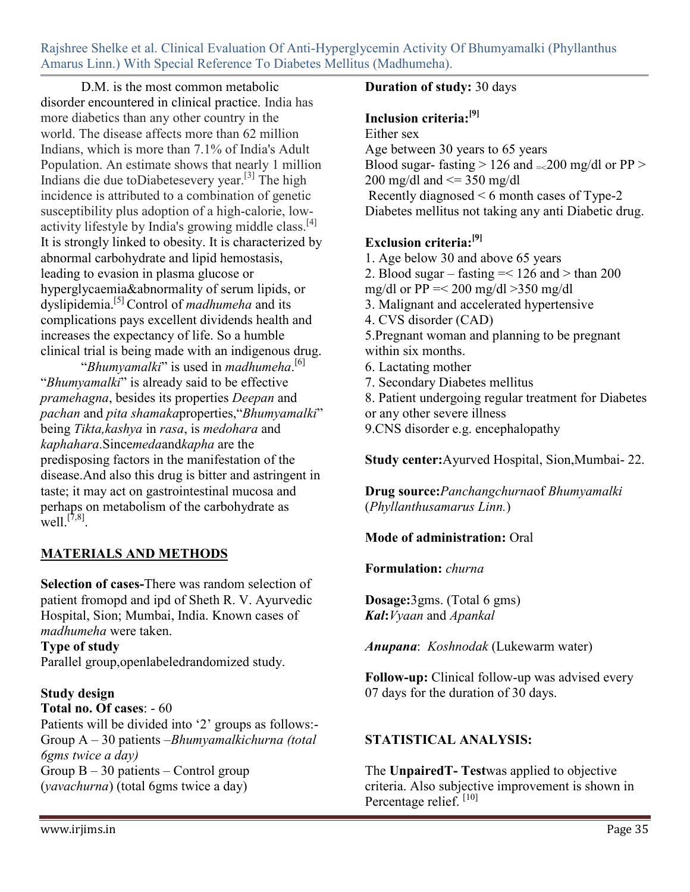D.M. is the most common metabolic disorder encountered in clinical practice. India has more diabetics than any other country in the world. The disease affects more than 62 million Indians, which is more than 7.1% of India's Adult Population. An estimate shows that nearly 1 million Indians die due toDiabetesevery year.[3] The high incidence is attributed to a combination of genetic susceptibility plus adoption of a high-calorie, low-activity lifestyle by India's growing middle class.[4] It is strongly linked to obesity. It is characterized by abnormal carbohydrate and lipid hemostasis, leading to evasion in plasma glucose or hyperglycaemia&abnormality of serum lipids, or dyslipidemia.[5] Control of *madhumeha* and its complications pays excellent dividends health and increases the expectancy of life. So a humble clinical trial is being made with an indigenous drug.

"*Bhumyamalki*" is used in *madhumeha*.[6] "*Bhumyamalki*" is already said to be effective *pramehagna*, besides its properties *Deepan* and *pachan* and *pita shamaka*properties,"*Bhumyamalki*" being *Tikta,kashya* in *rasa*, is *medohara* and *kaphahara*.Since*meda*and*kapha* are the predisposing factors in the manifestation of the disease.And also this drug is bitter and astringent in taste; it may act on gastrointestinal mucosa and perhaps on metabolism of the carbohydrate as well.[7,8].

## MATERIALS AND METHODS

**Selection of cases-**There was random selection of patient fromopd and ipd of Sheth R. V. Ayurvedic Hospital, Sion; Mumbai, India. Known cases of *madhumeha* were taken.

**Type of study**

Parallel group,openlabeledrandomized study.

**Study design**

**Total no. Of cases**: - 60

Patients will be divided into '2' groups as follows:-

Group A – 30 patients –*Bhumyamalkichurna (total 6gms twice a day)*

Group B – 30 patients – Control group (*yavachurna*) (total 6gms twice a day)

**Duration of study:** 30 days

**Inclusion criteria:**[9]

Either sex

Age between 30 years to 65 years

Blood sugar- fasting > 126 and =<200 mg/dl or PP > 200 mg/dl and <= 350 mg/dl

Recently diagnosed < 6 month cases of Type-2 Diabetes mellitus not taking any anti Diabetic drug.

**Exclusion criteria:**[9]

1. Age below 30 and above 65 years
2. Blood sugar – fasting =< 126 and > than 200 mg/dl or PP =< 200 mg/dl >350 mg/dl
3. Malignant and accelerated hypertensive
4. CVS disorder (CAD)
5. Pregnant woman and planning to be pregnant within six months.
6. Lactating mother
7. Secondary Diabetes mellitus
8. Patient undergoing regular treatment for Diabetes or any other severe illness
9. CNS disorder e.g. encephalopathy

**Study center:**Ayurved Hospital, Sion,Mumbai- 22.

**Drug source:***Panchangchurna*of *Bhumyamalki* (*Phyllanthusamarus Linn.*)

**Mode of administration:** Oral

**Formulation:** *churna*

**Dosage:**3gms. (Total 6 gms)

***Kal*:***Vyaan* and *Apankal*

***Anupana***: *Koshnodak* (Lukewarm water)

**Follow-up:** Clinical follow-up was advised every 07 days for the duration of 30 days.

## STATISTICAL ANALYSIS:

The **UnpairedT- Test**was applied to objective criteria. Also subjective improvement is shown in Percentage relief. [10]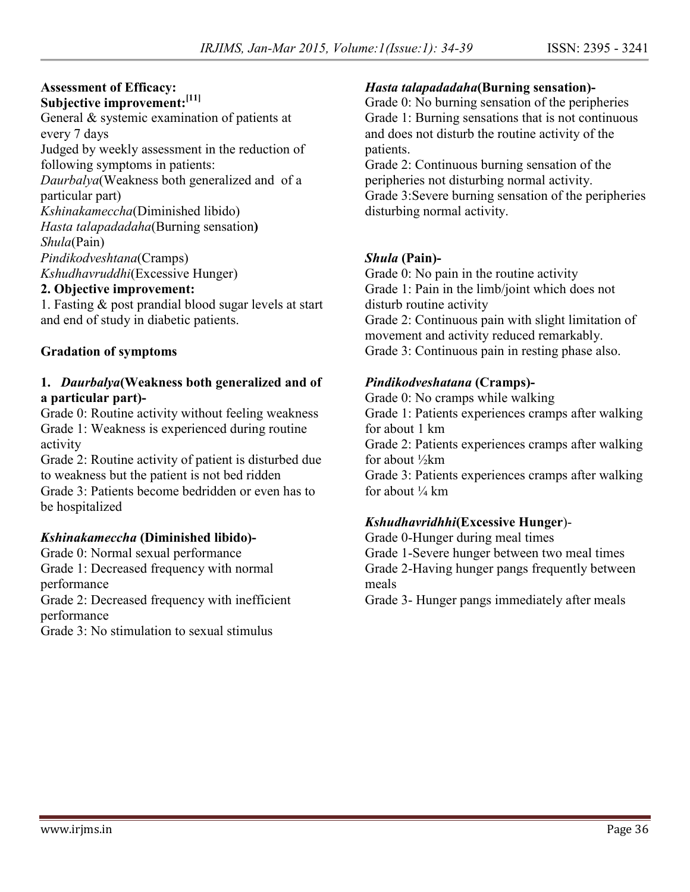**Assessment of Efficacy:**

**Subjective improvement:**[11]

General & systemic examination of patients at every 7 days

Judged by weekly assessment in the reduction of following symptoms in patients:

*Daurbalya*(Weakness both generalized and of a particular part)

*Kshinakameccha*(Diminished libido)

*Hasta talapadadaha*(Burning sensation**)**

*Shula*(Pain)

*Pindikodveshtana*(Cramps)

*Kshudhavruddhi*(Excessive Hunger)

**2. Objective improvement:**

1. Fasting & post prandial blood sugar levels at start and end of study in diabetic patients.

**Gradation of symptoms**

**1. *Daurbalya*(Weakness both generalized and of a particular part)-**

Grade 0: Routine activity without feeling weakness

Grade 1: Weakness is experienced during routine activity

Grade 2: Routine activity of patient is disturbed due to weakness but the patient is not bed ridden

Grade 3: Patients become bedridden or even has to be hospitalized

***Kshinakameccha* (Diminished libido)-**

Grade 0: Normal sexual performance

Grade 1: Decreased frequency with normal performance

Grade 2: Decreased frequency with inefficient performance

Grade 3: No stimulation to sexual stimulus

***Hasta talapadadaha*(Burning sensation)-**

Grade 0: No burning sensation of the peripheries

Grade 1: Burning sensations that is not continuous and does not disturb the routine activity of the patients.

Grade 2: Continuous burning sensation of the peripheries not disturbing normal activity.

Grade 3:Severe burning sensation of the peripheries disturbing normal activity.

***Shula* (Pain)-**

Grade 0: No pain in the routine activity

Grade 1: Pain in the limb/joint which does not disturb routine activity

Grade 2: Continuous pain with slight limitation of movement and activity reduced remarkably.

Grade 3: Continuous pain in resting phase also.

***Pindikodveshatana* (Cramps)-**

Grade 0: No cramps while walking

Grade 1: Patients experiences cramps after walking for about 1 km

Grade 2: Patients experiences cramps after walking for about ½km

Grade 3: Patients experiences cramps after walking for about ¼ km

***Kshudhavridhhi*(Excessive Hunger)-**

Grade 0-Hunger during meal times

Grade 1-Severe hunger between two meal times

Grade 2-Having hunger pangs frequently between meals

Grade 3- Hunger pangs immediately after meals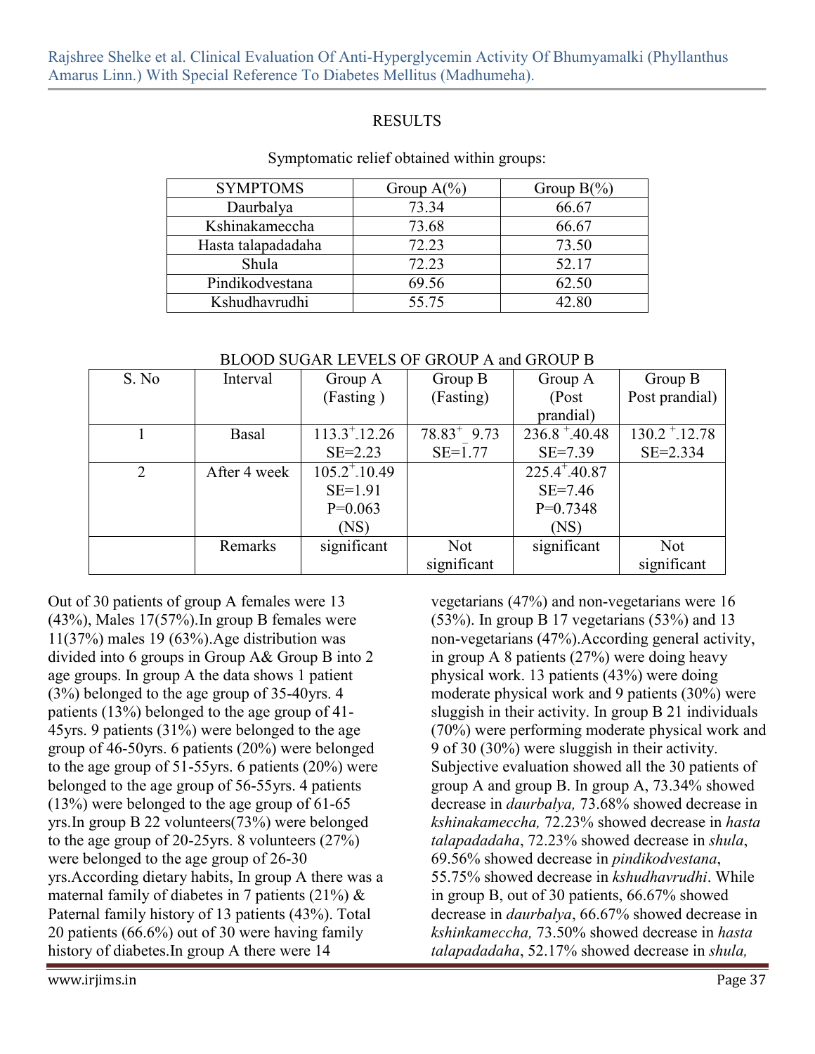## RESULTS

Symptomatic relief obtained within groups:

| SYMPTOMS | Group A(%) | Group B(%) |
|---|---|---|
| Daurbalya | 73.34 | 66.67 |
| Kshinakameccha | 73.68 | 66.67 |
| Hasta talapadadaha | 72.23 | 73.50 |
| Shula | 72.23 | 52.17 |
| Pindikodvestana | 69.56 | 62.50 |
| Kshudhavrudhi | 55.75 | 42.80 |

BLOOD SUGAR LEVELS OF GROUP A and GROUP B

| S. No | Interval | Group A (Fasting ) | Group B (Fasting) | Group A (Post prandial) | Group B Post prandial) |
|---|---|---|---|---|---|
| 1 | Basal | 113.3 ± 12.26 SE=2.23 | 78.83 ± 9.73 SE=1.77 | 236.8 ± 40.48 SE=7.39 | 130.2 ± 12.78 SE=2.334 |
| 2 | After 4 week | 105.2 ± 10.49 SE=1.91 P=0.063 (NS) | | 225.4 ± 40.87 SE=7.46 P=0.7348 (NS) | |
| | Remarks | significant | Not significant | significant | Not significant |

Out of 30 patients of group A females were 13 (43%), Males 17(57%).In group B females were 11(37%) males 19 (63%).Age distribution was divided into 6 groups in Group A& Group B into 2 age groups. In group A the data shows 1 patient (3%) belonged to the age group of 35-40yrs. 4 patients (13%) belonged to the age group of 41-45yrs. 9 patients (31%) were belonged to the age group of 46-50yrs. 6 patients (20%) were belonged to the age group of 51-55yrs. 6 patients (20%) were belonged to the age group of 56-55yrs. 4 patients (13%) were belonged to the age group of 61-65 yrs.In group B 22 volunteers(73%) were belonged to the age group of 20-25yrs. 8 volunteers (27%) were belonged to the age group of 26-30 yrs.According dietary habits, In group A there was a maternal family of diabetes in 7 patients (21%) & Paternal family history of 13 patients (43%). Total 20 patients (66.6%) out of 30 were having family history of diabetes.In group A there were 14 vegetarians (47%) and non-vegetarians were 16 (53%). In group B 17 vegetarians (53%) and 13 non-vegetarians (47%).According general activity, in group A 8 patients (27%) were doing heavy physical work. 13 patients (43%) were doing moderate physical work and 9 patients (30%) were sluggish in their activity. In group B 21 individuals (70%) were performing moderate physical work and 9 of 30 (30%) were sluggish in their activity. Subjective evaluation showed all the 30 patients of group A and group B. In group A, 73.34% showed decrease in *daurbalya,* 73.68% showed decrease in *kshinakameccha,* 72.23% showed decrease in *hasta talapadadaha*, 72.23% showed decrease in *shula*, 69.56% showed decrease in *pindikodvestana*, 55.75% showed decrease in *kshudhavrudhi*. While in group B, out of 30 patients, 66.67% showed decrease in *daurbalya*, 66.67% showed decrease in *kshinkameccha,* 73.50% showed decrease in *hasta talapadadaha*, 52.17% showed decrease in *shula,*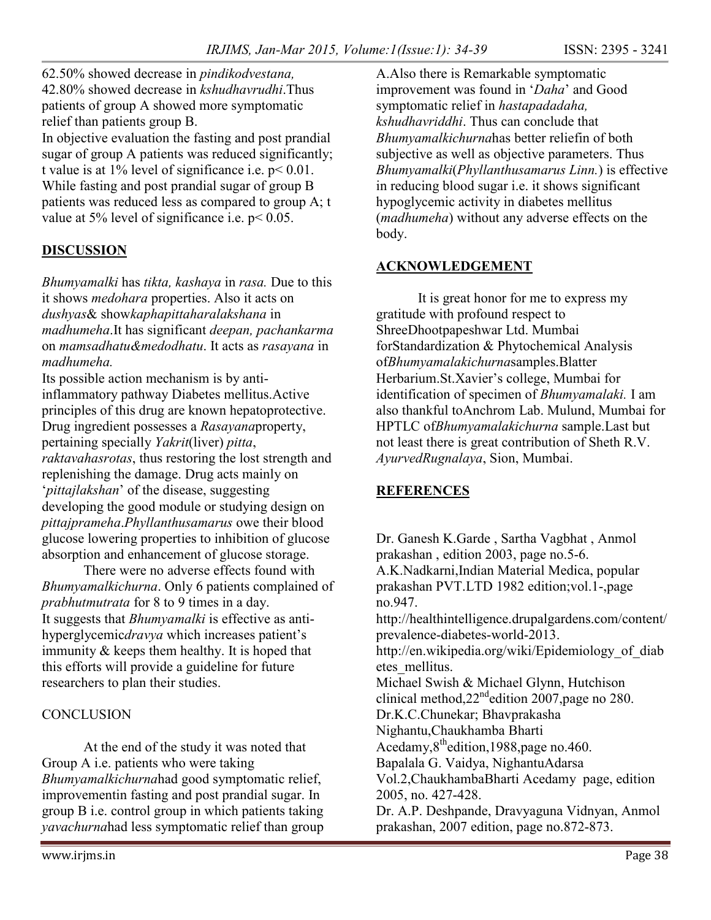62.50% showed decrease in *pindikodvestana,* 42.80% showed decrease in *kshudhavrudhi*.Thus patients of group A showed more symptomatic relief than patients group B.

In objective evaluation the fasting and post prandial sugar of group A patients was reduced significantly; t value is at 1% level of significance i.e. $p< 0.01$. While fasting and post prandial sugar of group B patients was reduced less as compared to group A; t value at 5% level of significance i.e. $p< 0.05$.

## DISCUSSION

*Bhumyamalki* has *tikta, kashaya* in *rasa.* Due to this it shows *medohara* properties. Also it acts on *dushyas*& show*kaphapittaharalakshana* in *madhumeha*.It has significant *deepan, pachankarma* on *mamsadhatu&medodhatu*. It acts as *rasayana* in *madhumeha.*

Its possible action mechanism is by anti-inflammatory pathway Diabetes mellitus.Active principles of this drug are known hepatoprotective. Drug ingredient possesses a *Rasayana*property, pertaining specially *Yakrit*(liver) *pitta*, *raktavahasrotas*, thus restoring the lost strength and replenishing the damage. Drug acts mainly on '*pittajlakshan*' of the disease, suggesting developing the good module or studying design on *pittajprameha*.*Phyllanthusamarus* owe their blood glucose lowering properties to inhibition of glucose absorption and enhancement of glucose storage.

There were no adverse effects found with *Bhumyamalkichurna*. Only 6 patients complained of *prabhutmutrata* for 8 to 9 times in a day.

It suggests that *Bhumyamalki* is effective as anti-hyperglycemic*dravya* which increases patient's immunity & keeps them healthy. It is hoped that this efforts will provide a guideline for future researchers to plan their studies.

## CONCLUSION

At the end of the study it was noted that Group A i.e. patients who were taking *Bhumyamalkichurna*had good symptomatic relief, improvementin fasting and post prandial sugar. In group B i.e. control group in which patients taking *yavachurna*had less symptomatic relief than group A.Also there is Remarkable symptomatic improvement was found in '*Daha*' and Good symptomatic relief in *hastapadadaha, kshudhavriddhi*. Thus can conclude that *Bhumyamalkichurna*has better reliefin of both subjective as well as objective parameters. Thus *Bhumyamalki*(*Phyllanthusamarus Linn.*) is effective in reducing blood sugar i.e. it shows significant hypoglycemic activity in diabetes mellitus (*madhumeha*) without any adverse effects on the body.

## ACKNOWLEDGEMENT

It is great honor for me to express my gratitude with profound respect to ShreeDhootpapeshwar Ltd. Mumbai forStandardization & Phytochemical Analysis of*Bhumyamalakichurna*samples.Blatter Herbarium.St.Xavier's college, Mumbai for identification of specimen of *Bhumyamalaki.* I am also thankful toAnchrom Lab. Mulund, Mumbai for HPTLC of*Bhumyamalakichurna* sample.Last but not least there is great contribution of Sheth R.V. *AyurvedRugnalaya*, Sion, Mumbai.

## REFERENCES

Dr. Ganesh K.Garde , Sartha Vagbhat , Anmol prakashan , edition 2003, page no.5-6.

A.K.Nadkarni,Indian Material Medica, popular prakashan PVT.LTD 1982 edition;vol.1-,page no.947.

http://healthintelligence.drupalgardens.com/content/prevalence-diabetes-world-2013.

http://en.wikipedia.org/wiki/Epidemiology_of_diabetes_mellitus.

Michael Swish & Michael Glynn, Hutchison clinical method,22nd edition 2007,page no 280.

Dr.K.C.Chunekar; Bhavprakasha Nighantu,Chaukhamba Bharti Acedamy,8th edition,1988,page no.460.

Bapalala G. Vaidya, NighantuAdarsa Vol.2,ChaukhambaBharti Acedamy page, edition 2005, no. 427-428.

Dr. A.P. Deshpande, Dravyaguna Vidnyan, Anmol prakashan, 2007 edition, page no.872-873.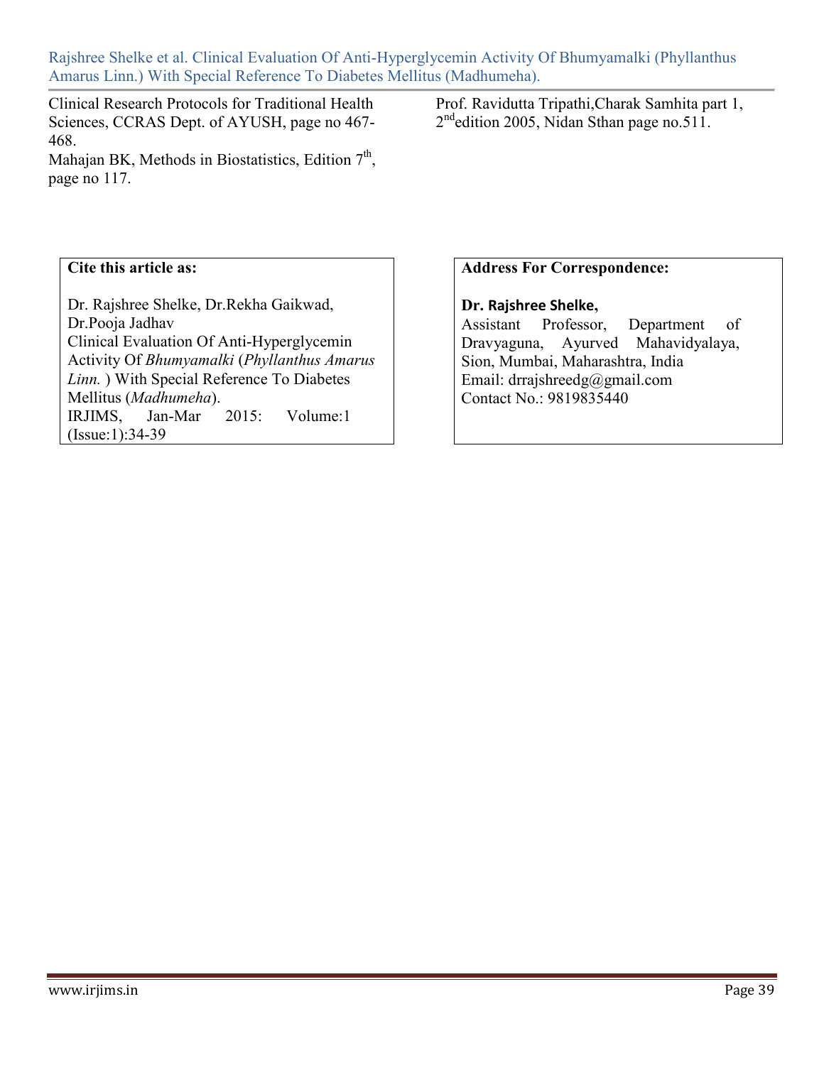Clinical Research Protocols for Traditional Health Sciences, CCRAS Dept. of AYUSH, page no 467-468.

Mahajan BK, Methods in Biostatistics, Edition 7th, page no 117.

Prof. Ravidutta Tripathi,Charak Samhita part 1, 2nd edition 2005, Nidan Sthan page no.511.

**Cite this article as:**

Dr. Rajshree Shelke, Dr.Rekha Gaikwad, Dr.Pooja Jadhav
Clinical Evaluation Of Anti-Hyperglycemin Activity Of *Bhumyamalki* (*Phyllanthus Amarus Linn.* ) With Special Reference To Diabetes Mellitus (*Madhumeha*).
IRJIMS, Jan-Mar 2015: Volume:1 (Issue:1):34-39

**Address For Correspondence:**

**Dr. Rajshree Shelke,**
Assistant Professor, Department of Dravyaguna, Ayurved Mahavidyalaya, Sion, Mumbai, Maharashtra, India
Email: drrajshreedg@gmail.com
Contact No.: 9819835440